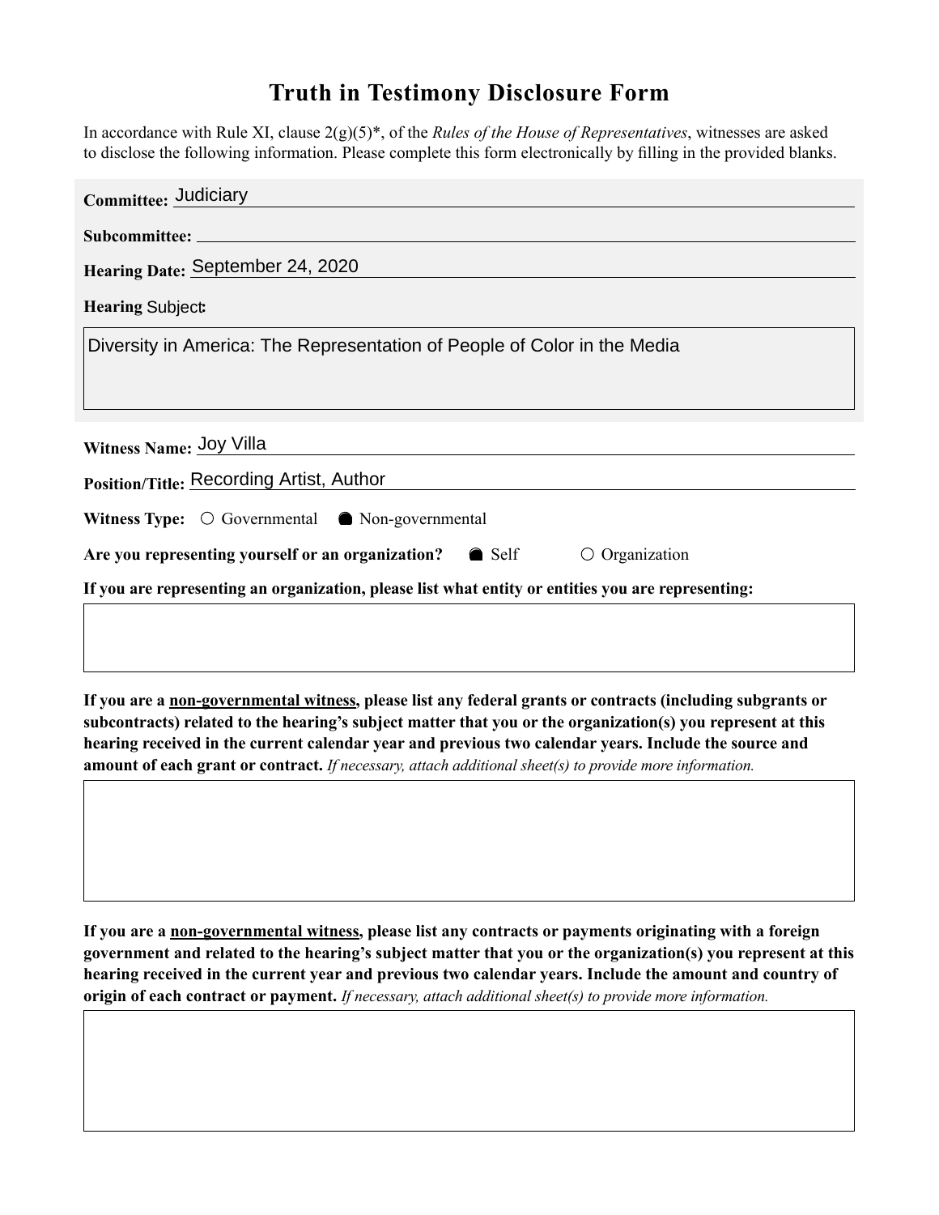# Truth in Testimony Disclosure Form

In accordance with Rule XI, clause 2(g)(5)*, of the *Rules of the House of Representatives*, witnesses are asked to disclose the following information. Please complete this form electronically by filling in the provided blanks.

**Committee:** Judiciary

**Subcommittee:**

**Hearing Date:** September 24, 2020

**Hearing Subject:**

Diversity in America: The Representation of People of Color in the Media

**Witness Name:** Joy Villa

**Position/Title:** Recording Artist, Author

**Witness Type:** ○ Governmental ● Non-governmental

**Are you representing yourself or an organization?** ● Self ○ Organization

**If you are representing an organization, please list what entity or entities you are representing:**

**If you are a non-governmental witness, please list any federal grants or contracts (including subgrants or subcontracts) related to the hearing's subject matter that you or the organization(s) you represent at this hearing received in the current calendar year and previous two calendar years. Include the source and amount of each grant or contract.** *If necessary, attach additional sheet(s) to provide more information.*

**If you are a non-governmental witness, please list any contracts or payments originating with a foreign government and related to the hearing's subject matter that you or the organization(s) you represent at this hearing received in the current year and previous two calendar years. Include the amount and country of origin of each contract or payment.** *If necessary, attach additional sheet(s) to provide more information.*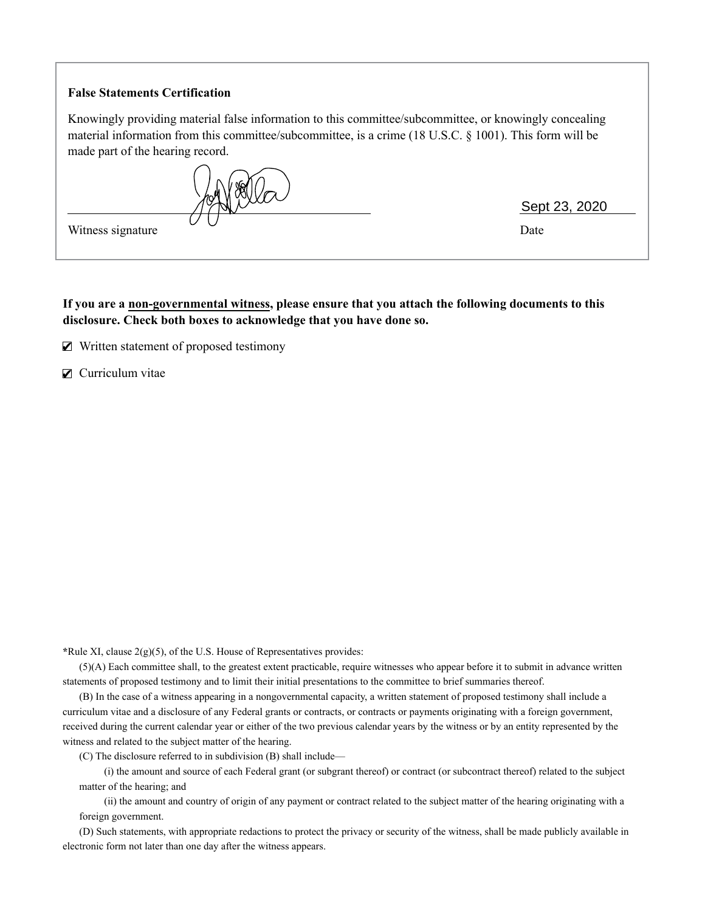**False Statements Certification**

Knowingly providing material false information to this committee/subcommittee, or knowingly concealing material information from this committee/subcommittee, is a crime (18 U.S.C. § 1001). This form will be made part of the hearing record.

Witness signature

Sept 23, 2020

Date

**If you are a non-governmental witness, please ensure that you attach the following documents to this disclosure. Check both boxes to acknowledge that you have done so.**

- [x] Written statement of proposed testimony
- [x] Curriculum vitae

**\***Rule XI, clause 2(g)(5), of the U.S. House of Representatives provides:

(5)(A) Each committee shall, to the greatest extent practicable, require witnesses who appear before it to submit in advance written statements of proposed testimony and to limit their initial presentations to the committee to brief summaries thereof.

(B) In the case of a witness appearing in a nongovernmental capacity, a written statement of proposed testimony shall include a curriculum vitae and a disclosure of any Federal grants or contracts, or contracts or payments originating with a foreign government, received during the current calendar year or either of the two previous calendar years by the witness or by an entity represented by the witness and related to the subject matter of the hearing.

(C) The disclosure referred to in subdivision (B) shall include—

(i) the amount and source of each Federal grant (or subgrant thereof) or contract (or subcontract thereof) related to the subject matter of the hearing; and

(ii) the amount and country of origin of any payment or contract related to the subject matter of the hearing originating with a foreign government.

(D) Such statements, with appropriate redactions to protect the privacy or security of the witness, shall be made publicly available in electronic form not later than one day after the witness appears.